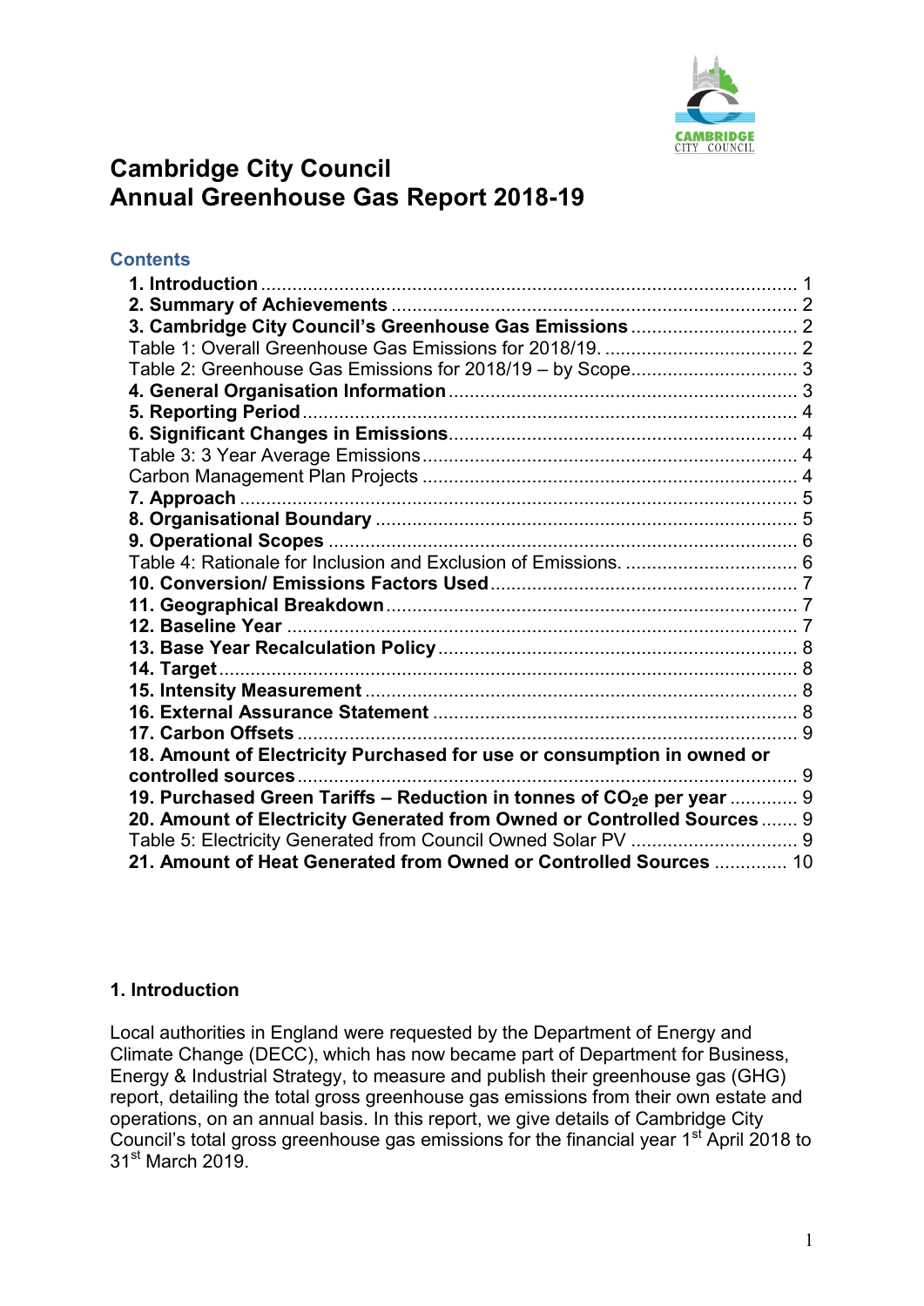# Cambridge City Council
# Annual Greenhouse Gas Report 2018-19

## Contents

- **1. Introduction** ... 1
- **2. Summary of Achievements** ... 2
- **3. Cambridge City Council's Greenhouse Gas Emissions** ... 2
- Table 1: Overall Greenhouse Gas Emissions for 2018/19. ... 2
- Table 2: Greenhouse Gas Emissions for 2018/19 – by Scope ... 3
- **4. General Organisation Information** ... 3
- **5. Reporting Period** ... 4
- **6. Significant Changes in Emissions** ... 4
- Table 3: 3 Year Average Emissions ... 4
- Carbon Management Plan Projects ... 4
- **7. Approach** ... 5
- **8. Organisational Boundary** ... 5
- **9. Operational Scopes** ... 6
- Table 4: Rationale for Inclusion and Exclusion of Emissions. ... 6
- **10. Conversion/ Emissions Factors Used** ... 7
- **11. Geographical Breakdown** ... 7
- **12. Baseline Year** ... 7
- **13. Base Year Recalculation Policy** ... 8
- **14. Target** ... 8
- **15. Intensity Measurement** ... 8
- **16. External Assurance Statement** ... 8
- **17. Carbon Offsets** ... 9
- **18. Amount of Electricity Purchased for use or consumption in owned or controlled sources** ... 9
- **19. Purchased Green Tariffs – Reduction in tonnes of $CO_2e$ per year** ... 9
- **20. Amount of Electricity Generated from Owned or Controlled Sources** ... 9
- Table 5: Electricity Generated from Council Owned Solar PV ... 9
- **21. Amount of Heat Generated from Owned or Controlled Sources** ... 10

## 1. Introduction

Local authorities in England were requested by the Department of Energy and Climate Change (DECC), which has now became part of Department for Business, Energy & Industrial Strategy, to measure and publish their greenhouse gas (GHG) report, detailing the total gross greenhouse gas emissions from their own estate and operations, on an annual basis. In this report, we give details of Cambridge City Council's total gross greenhouse gas emissions for the financial year 1st April 2018 to 31st March 2019.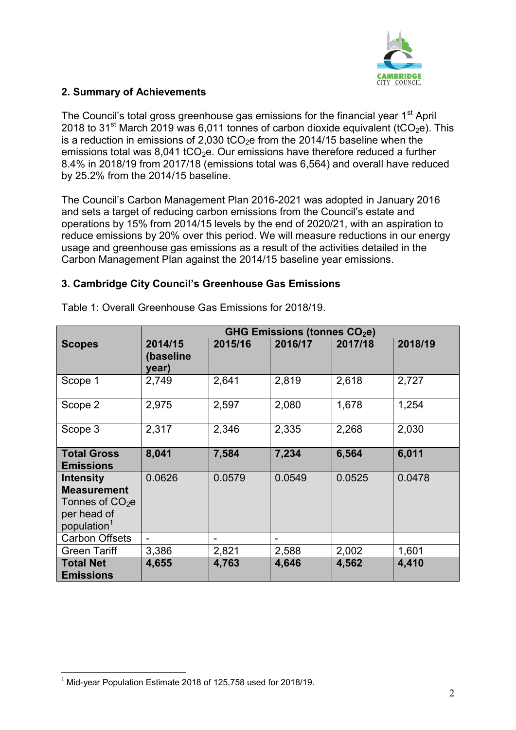## 2. Summary of Achievements

The Council's total gross greenhouse gas emissions for the financial year 1st April 2018 to 31st March 2019 was 6,011 tonnes of carbon dioxide equivalent ($tCO_2e$). This is a reduction in emissions of 2,030 $tCO_2e$ from the 2014/15 baseline when the emissions total was 8,041 $tCO_2e$. Our emissions have therefore reduced a further 8.4% in 2018/19 from 2017/18 (emissions total was 6,564) and overall have reduced by 25.2% from the 2014/15 baseline.

The Council's Carbon Management Plan 2016-2021 was adopted in January 2016 and sets a target of reducing carbon emissions from the Council's estate and operations by 15% from 2014/15 levels by the end of 2020/21, with an aspiration to reduce emissions by 20% over this period. We will measure reductions in our energy usage and greenhouse gas emissions as a result of the activities detailed in the Carbon Management Plan against the 2014/15 baseline year emissions.

## 3. Cambridge City Council's Greenhouse Gas Emissions

Table 1: Overall Greenhouse Gas Emissions for 2018/19.

| | GHG Emissions (tonnes $CO_2e$) | | | | |
|---|---|---|---|---|---|
| **Scopes** | **2014/15 (baseline year)** | **2015/16** | **2016/17** | **2017/18** | **2018/19** |
| Scope 1 | 2,749 | 2,641 | 2,819 | 2,618 | 2,727 |
| Scope 2 | 2,975 | 2,597 | 2,080 | 1,678 | 1,254 |
| Scope 3 | 2,317 | 2,346 | 2,335 | 2,268 | 2,030 |
| **Total Gross Emissions** | **8,041** | **7,584** | **7,234** | **6,564** | **6,011** |
| **Intensity Measurement** Tonnes of $CO_2e$ per head of population[1] | 0.0626 | 0.0579 | 0.0549 | 0.0525 | 0.0478 |
| Carbon Offsets | - | - | - | | |
| Green Tariff | 3,386 | 2,821 | 2,588 | 2,002 | 1,601 |
| **Total Net Emissions** | **4,655** | **4,763** | **4,646** | **4,562** | **4,410** |

[1] Mid-year Population Estimate 2018 of 125,758 used for 2018/19.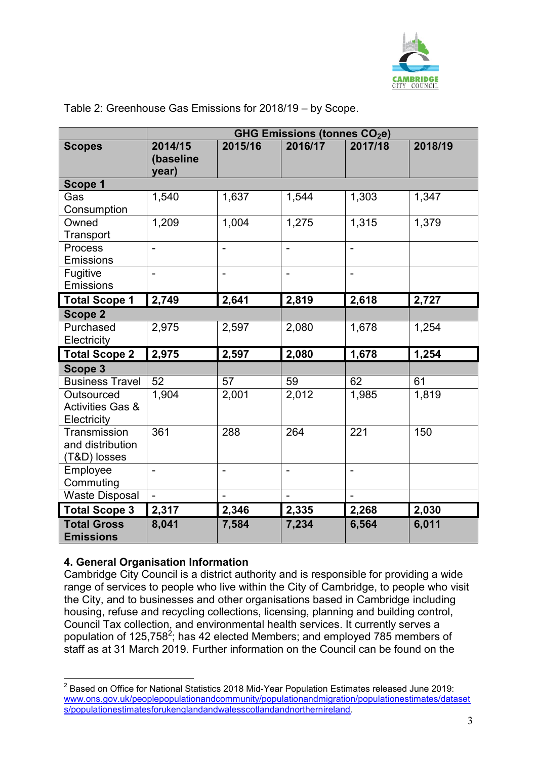Table 2: Greenhouse Gas Emissions for 2018/19 – by Scope.

| Scopes | GHG Emissions (tonnes $CO_2e$) | | | | |
|---|---|---|---|---|---|
| | **2014/15 (baseline year)** | **2015/16** | **2016/17** | **2017/18** | **2018/19** |
| **Scope 1** | | | | | |
| Gas Consumption | 1,540 | 1,637 | 1,544 | 1,303 | 1,347 |
| Owned Transport | 1,209 | 1,004 | 1,275 | 1,315 | 1,379 |
| Process Emissions | - | - | - | - | |
| Fugitive Emissions | - | - | - | - | |
| **Total Scope 1** | **2,749** | **2,641** | **2,819** | **2,618** | **2,727** |
| **Scope 2** | | | | | |
| Purchased Electricity | 2,975 | 2,597 | 2,080 | 1,678 | 1,254 |
| **Total Scope 2** | **2,975** | **2,597** | **2,080** | **1,678** | **1,254** |
| **Scope 3** | | | | | |
| Business Travel | 52 | 57 | 59 | 62 | 61 |
| Outsourced Activities Gas & Electricity | 1,904 | 2,001 | 2,012 | 1,985 | 1,819 |
| Transmission and distribution (T&D) losses | 361 | 288 | 264 | 221 | 150 |
| Employee Commuting | - | - | - | - | |
| Waste Disposal | - | - | - | - | |
| **Total Scope 3** | **2,317** | **2,346** | **2,335** | **2,268** | **2,030** |
| **Total Gross Emissions** | **8,041** | **7,584** | **7,234** | **6,564** | **6,011** |

### 4. General Organisation Information

Cambridge City Council is a district authority and is responsible for providing a wide range of services to people who live within the City of Cambridge, to people who visit the City, and to businesses and other organisations based in Cambridge including housing, refuse and recycling collections, licensing, planning and building control, Council Tax collection, and environmental health services. It currently serves a population of 125,758[2]; has 42 elected Members; and employed 785 members of staff as at 31 March 2019. Further information on the Council can be found on the

[2] Based on Office for National Statistics 2018 Mid-Year Population Estimates released June 2019: www.ons.gov.uk/peoplepopulationandcommunity/populationandmigration/populationestimates/datasets/populationestimatesforukenglandandwalesscotlandandnorthernireland.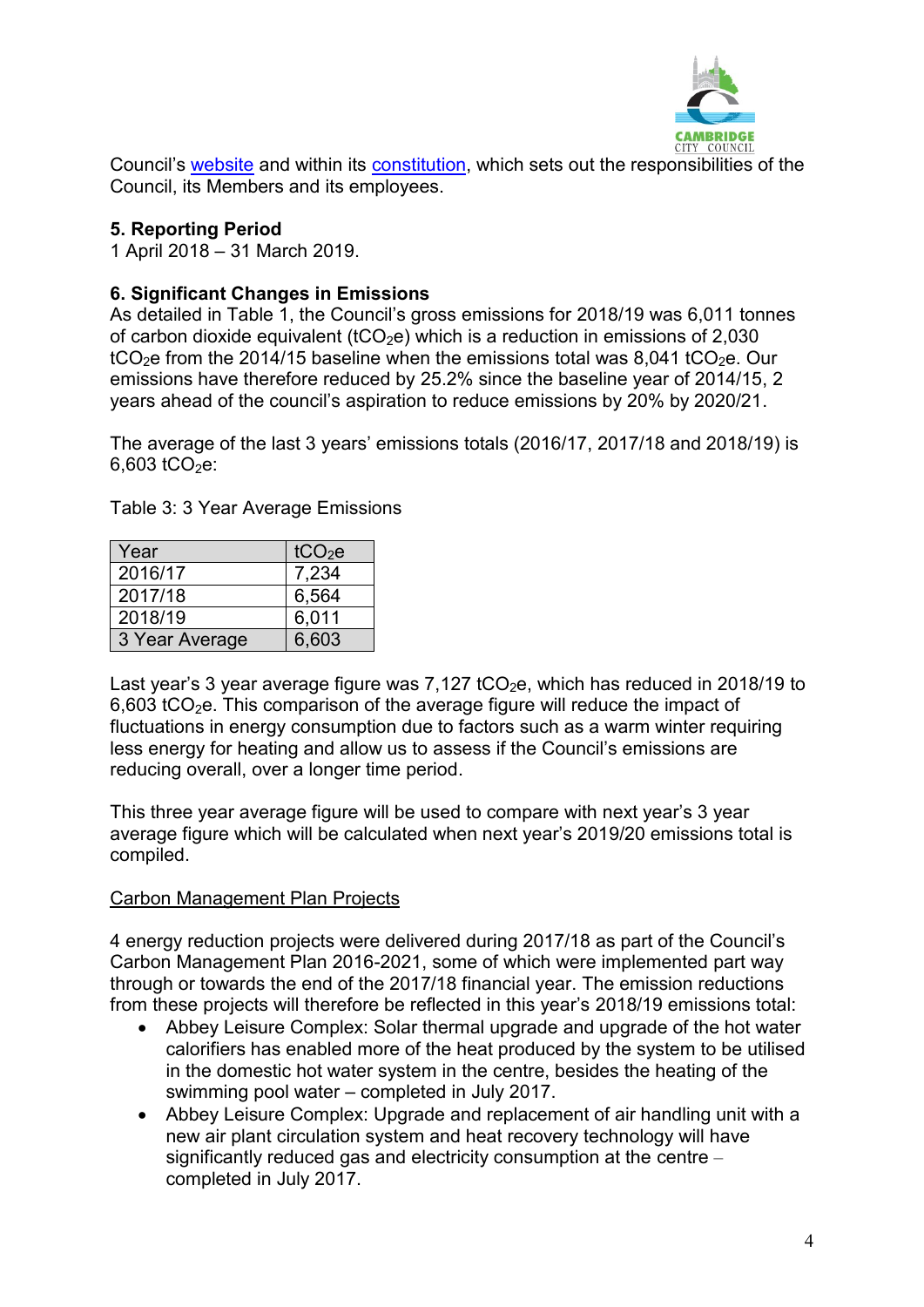Council's website and within its constitution, which sets out the responsibilities of the Council, its Members and its employees.

## 5. Reporting Period

1 April 2018 – 31 March 2019.

## 6. Significant Changes in Emissions

As detailed in Table 1, the Council's gross emissions for 2018/19 was 6,011 tonnes of carbon dioxide equivalent ($tCO_2e$) which is a reduction in emissions of 2,030 $tCO_2e$ from the 2014/15 baseline when the emissions total was 8,041 $tCO_2e$. Our emissions have therefore reduced by 25.2% since the baseline year of 2014/15, 2 years ahead of the council's aspiration to reduce emissions by 20% by 2020/21.

The average of the last 3 years' emissions totals (2016/17, 2017/18 and 2018/19) is 6,603 $tCO_2e$:

Table 3: 3 Year Average Emissions

| Year | $tCO_2e$ |
|---|---|
| 2016/17 | 7,234 |
| 2017/18 | 6,564 |
| 2018/19 | 6,011 |
| 3 Year Average | 6,603 |

Last year's 3 year average figure was 7,127 $tCO_2e$, which has reduced in 2018/19 to 6,603 $tCO_2e$. This comparison of the average figure will reduce the impact of fluctuations in energy consumption due to factors such as a warm winter requiring less energy for heating and allow us to assess if the Council's emissions are reducing overall, over a longer time period.

This three year average figure will be used to compare with next year's 3 year average figure which will be calculated when next year's 2019/20 emissions total is compiled.

<u>Carbon Management Plan Projects</u>

4 energy reduction projects were delivered during 2017/18 as part of the Council's Carbon Management Plan 2016-2021, some of which were implemented part way through or towards the end of the 2017/18 financial year. The emission reductions from these projects will therefore be reflected in this year's 2018/19 emissions total:

- Abbey Leisure Complex: Solar thermal upgrade and upgrade of the hot water calorifiers has enabled more of the heat produced by the system to be utilised in the domestic hot water system in the centre, besides the heating of the swimming pool water – completed in July 2017.
- Abbey Leisure Complex: Upgrade and replacement of air handling unit with a new air plant circulation system and heat recovery technology will have significantly reduced gas and electricity consumption at the centre – completed in July 2017.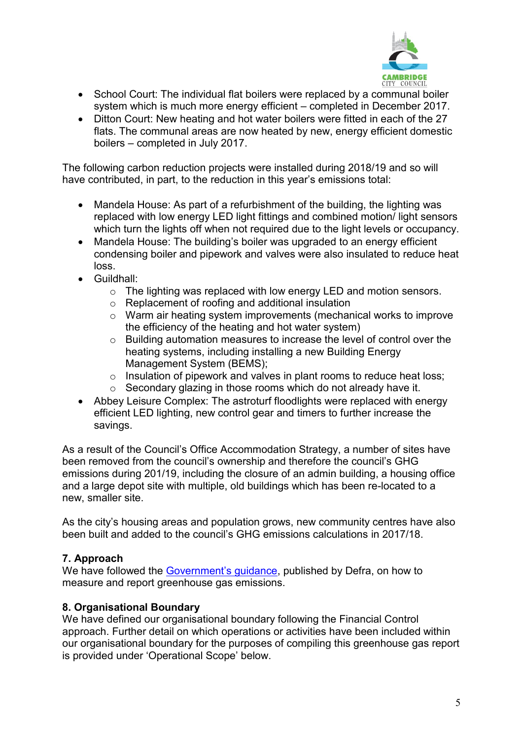- School Court: The individual flat boilers were replaced by a communal boiler system which is much more energy efficient – completed in December 2017.
- Ditton Court: New heating and hot water boilers were fitted in each of the 27 flats. The communal areas are now heated by new, energy efficient domestic boilers – completed in July 2017.

The following carbon reduction projects were installed during 2018/19 and so will have contributed, in part, to the reduction in this year's emissions total:

- Mandela House: As part of a refurbishment of the building, the lighting was replaced with low energy LED light fittings and combined motion/ light sensors which turn the lights off when not required due to the light levels or occupancy.
- Mandela House: The building's boiler was upgraded to an energy efficient condensing boiler and pipework and valves were also insulated to reduce heat loss.
- Guildhall:
  - The lighting was replaced with low energy LED and motion sensors.
  - Replacement of roofing and additional insulation
  - Warm air heating system improvements (mechanical works to improve the efficiency of the heating and hot water system)
  - Building automation measures to increase the level of control over the heating systems, including installing a new Building Energy Management System (BEMS);
  - Insulation of pipework and valves in plant rooms to reduce heat loss;
  - Secondary glazing in those rooms which do not already have it.
- Abbey Leisure Complex: The astroturf floodlights were replaced with energy efficient LED lighting, new control gear and timers to further increase the savings.

As a result of the Council's Office Accommodation Strategy, a number of sites have been removed from the council's ownership and therefore the council's GHG emissions during 201/19, including the closure of an admin building, a housing office and a large depot site with multiple, old buildings which has been re-located to a new, smaller site.

As the city's housing areas and population grows, new community centres have also been built and added to the council's GHG emissions calculations in 2017/18.

## 7. Approach

We have followed the Government's guidance, published by Defra, on how to measure and report greenhouse gas emissions.

## 8. Organisational Boundary

We have defined our organisational boundary following the Financial Control approach. Further detail on which operations or activities have been included within our organisational boundary for the purposes of compiling this greenhouse gas report is provided under 'Operational Scope' below.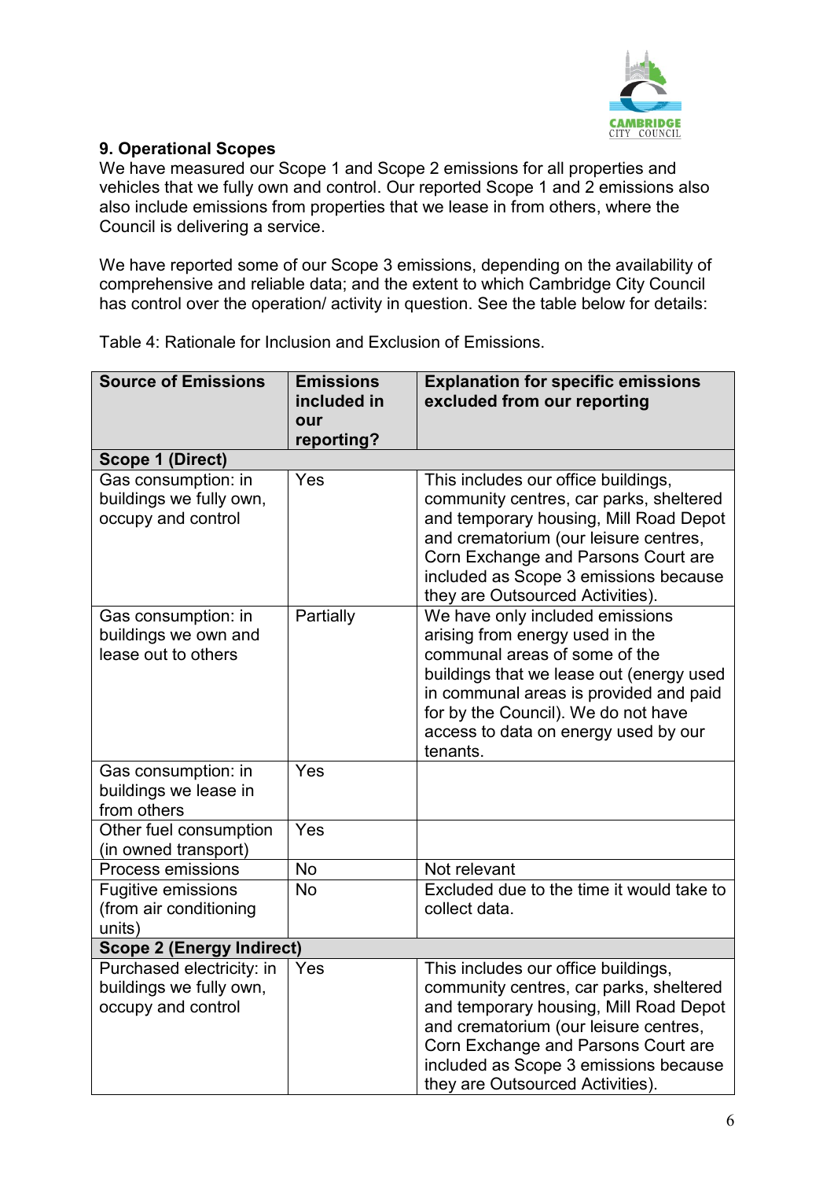## 9. Operational Scopes

We have measured our Scope 1 and Scope 2 emissions for all properties and vehicles that we fully own and control. Our reported Scope 1 and 2 emissions also also include emissions from properties that we lease in from others, where the Council is delivering a service.

We have reported some of our Scope 3 emissions, depending on the availability of comprehensive and reliable data; and the extent to which Cambridge City Council has control over the operation/ activity in question. See the table below for details:

Table 4: Rationale for Inclusion and Exclusion of Emissions.

| Source of Emissions | Emissions included in our reporting? | Explanation for specific emissions excluded from our reporting |
|---|---|---|
| **Scope 1 (Direct)** | | |
| Gas consumption: in buildings we fully own, occupy and control | Yes | This includes our office buildings, community centres, car parks, sheltered and temporary housing, Mill Road Depot and crematorium (our leisure centres, Corn Exchange and Parsons Court are included as Scope 3 emissions because they are Outsourced Activities). |
| Gas consumption: in buildings we own and lease out to others | Partially | We have only included emissions arising from energy used in the communal areas of some of the buildings that we lease out (energy used in communal areas is provided and paid for by the Council). We do not have access to data on energy used by our tenants. |
| Gas consumption: in buildings we lease in from others | Yes | |
| Other fuel consumption (in owned transport) | Yes | |
| Process emissions | No | Not relevant |
| Fugitive emissions (from air conditioning units) | No | Excluded due to the time it would take to collect data. |
| **Scope 2 (Energy Indirect)** | | |
| Purchased electricity: in buildings we fully own, occupy and control | Yes | This includes our office buildings, community centres, car parks, sheltered and temporary housing, Mill Road Depot and crematorium (our leisure centres, Corn Exchange and Parsons Court are included as Scope 3 emissions because they are Outsourced Activities). |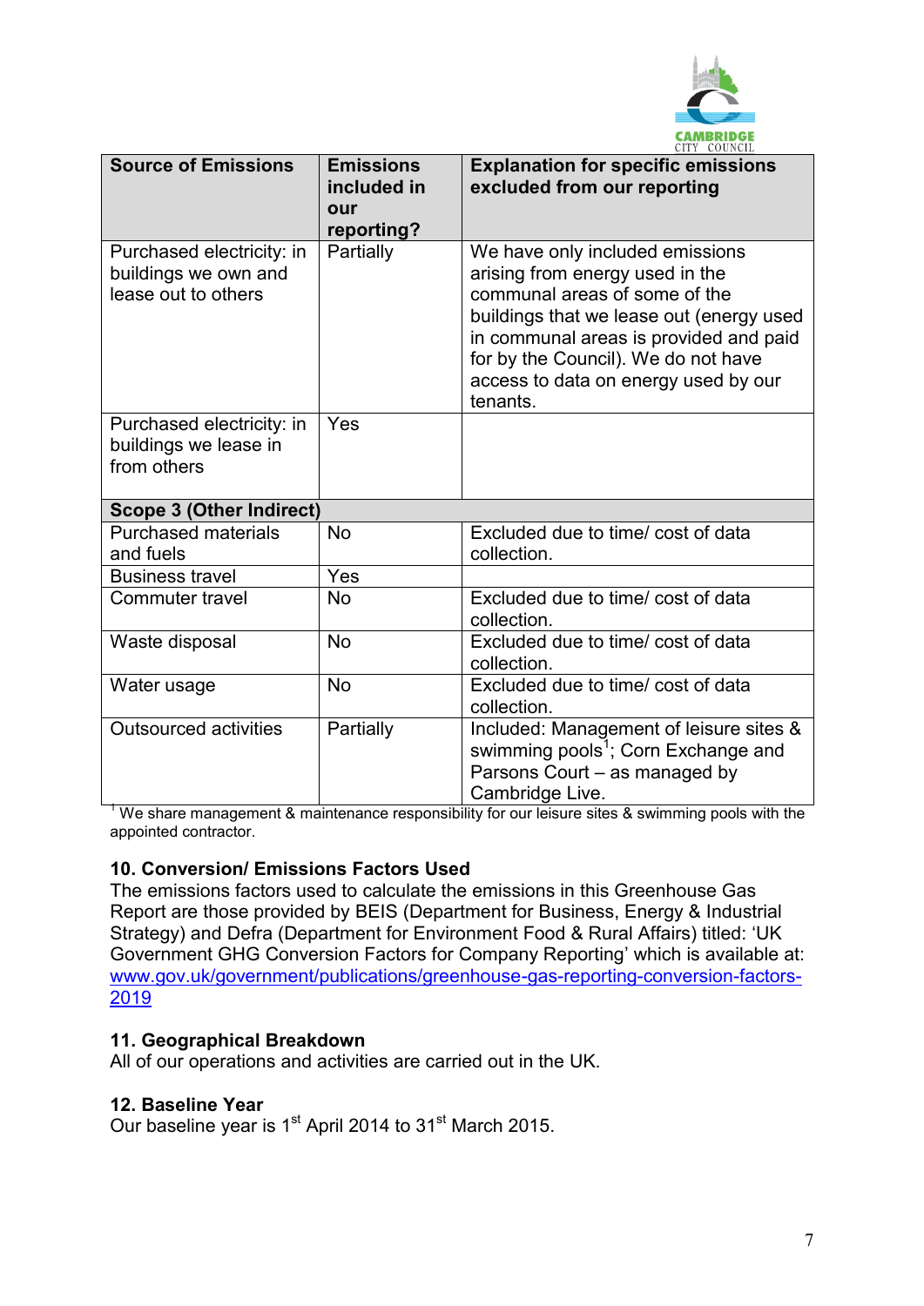| Source of Emissions | Emissions included in our reporting? | Explanation for specific emissions excluded from our reporting |
|---|---|---|
| Purchased electricity: in buildings we own and lease out to others | Partially | We have only included emissions arising from energy used in the communal areas of some of the buildings that we lease out (energy used in communal areas is provided and paid for by the Council). We do not have access to data on energy used by our tenants. |
| Purchased electricity: in buildings we lease in from others | Yes | |
| **Scope 3 (Other Indirect)** | | |
| Purchased materials and fuels | No | Excluded due to time/ cost of data collection. |
| Business travel | Yes | |
| Commuter travel | No | Excluded due to time/ cost of data collection. |
| Waste disposal | No | Excluded due to time/ cost of data collection. |
| Water usage | No | Excluded due to time/ cost of data collection. |
| Outsourced activities | Partially | Included: Management of leisure sites & swimming pools[1]; Corn Exchange and Parsons Court – as managed by Cambridge Live. |

[1] We share management & maintenance responsibility for our leisure sites & swimming pools with the appointed contractor.

## 10. Conversion/ Emissions Factors Used

The emissions factors used to calculate the emissions in this Greenhouse Gas Report are those provided by BEIS (Department for Business, Energy & Industrial Strategy) and Defra (Department for Environment Food & Rural Affairs) titled: 'UK Government GHG Conversion Factors for Company Reporting' which is available at: www.gov.uk/government/publications/greenhouse-gas-reporting-conversion-factors-2019

## 11. Geographical Breakdown

All of our operations and activities are carried out in the UK.

## 12. Baseline Year

Our baseline year is 1st April 2014 to 31st March 2015.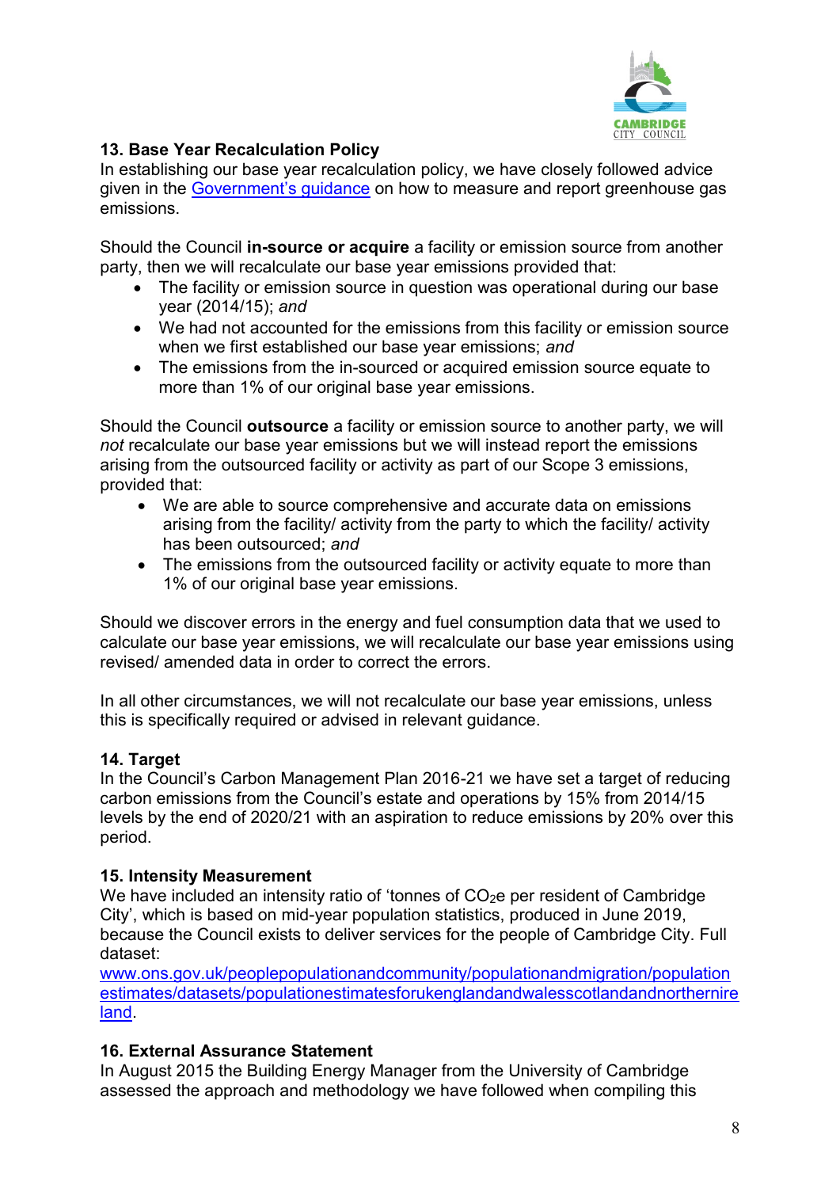## 13. Base Year Recalculation Policy

In establishing our base year recalculation policy, we have closely followed advice given in the [Government's guidance](#) on how to measure and report greenhouse gas emissions.

Should the Council **in-source or acquire** a facility or emission source from another party, then we will recalculate our base year emissions provided that:

- The facility or emission source in question was operational during our base year (2014/15); *and*
- We had not accounted for the emissions from this facility or emission source when we first established our base year emissions; *and*
- The emissions from the in-sourced or acquired emission source equate to more than 1% of our original base year emissions.

Should the Council **outsource** a facility or emission source to another party, we will *not* recalculate our base year emissions but we will instead report the emissions arising from the outsourced facility or activity as part of our Scope 3 emissions, provided that:

- We are able to source comprehensive and accurate data on emissions arising from the facility/ activity from the party to which the facility/ activity has been outsourced; *and*
- The emissions from the outsourced facility or activity equate to more than 1% of our original base year emissions.

Should we discover errors in the energy and fuel consumption data that we used to calculate our base year emissions, we will recalculate our base year emissions using revised/ amended data in order to correct the errors.

In all other circumstances, we will not recalculate our base year emissions, unless this is specifically required or advised in relevant guidance.

## 14. Target

In the Council's Carbon Management Plan 2016-21 we have set a target of reducing carbon emissions from the Council's estate and operations by 15% from 2014/15 levels by the end of 2020/21 with an aspiration to reduce emissions by 20% over this period.

## 15. Intensity Measurement

We have included an intensity ratio of 'tonnes of $CO_2e$ per resident of Cambridge City', which is based on mid-year population statistics, produced in June 2019, because the Council exists to deliver services for the people of Cambridge City. Full dataset:
[www.ons.gov.uk/peoplepopulationandcommunity/populationandmigration/populationestimates/datasets/populationestimatesforukenglandandwalesscotlandandnorthernireland](www.ons.gov.uk/peoplepopulationandcommunity/populationandmigration/populationestimates/datasets/populationestimatesforukenglandandwalesscotlandandnorthernireland).

## 16. External Assurance Statement

In August 2015 the Building Energy Manager from the University of Cambridge assessed the approach and methodology we have followed when compiling this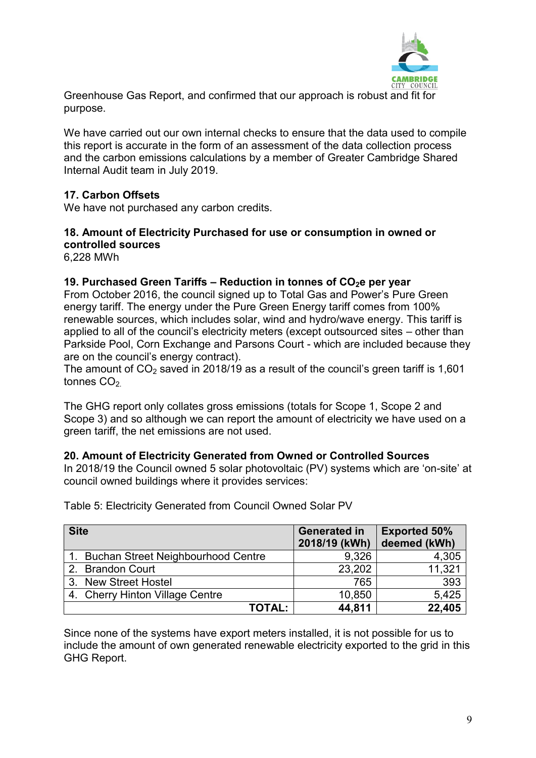Greenhouse Gas Report, and confirmed that our approach is robust and fit for purpose.

We have carried out our own internal checks to ensure that the data used to compile this report is accurate in the form of an assessment of the data collection process and the carbon emissions calculations by a member of Greater Cambridge Shared Internal Audit team in July 2019.

**17. Carbon Offsets**

We have not purchased any carbon credits.

**18. Amount of Electricity Purchased for use or consumption in owned or controlled sources**

6,228 MWh

**19. Purchased Green Tariffs – Reduction in tonnes of $CO_2$e per year**

From October 2016, the council signed up to Total Gas and Power's Pure Green energy tariff. The energy under the Pure Green Energy tariff comes from 100% renewable sources, which includes solar, wind and hydro/wave energy. This tariff is applied to all of the council's electricity meters (except outsourced sites – other than Parkside Pool, Corn Exchange and Parsons Court - which are included because they are on the council's energy contract).

The amount of $CO_2$ saved in 2018/19 as a result of the council's green tariff is 1,601 tonnes $CO_2$.

The GHG report only collates gross emissions (totals for Scope 1, Scope 2 and Scope 3) and so although we can report the amount of electricity we have used on a green tariff, the net emissions are not used.

**20. Amount of Electricity Generated from Owned or Controlled Sources**

In 2018/19 the Council owned 5 solar photovoltaic (PV) systems which are 'on-site' at council owned buildings where it provides services:

Table 5: Electricity Generated from Council Owned Solar PV

| Site | Generated in 2018/19 (kWh) | Exported 50% deemed (kWh) |
|---|---|---|
| 1. Buchan Street Neighbourhood Centre | 9,326 | 4,305 |
| 2. Brandon Court | 23,202 | 11,321 |
| 3. New Street Hostel | 765 | 393 |
| 4. Cherry Hinton Village Centre | 10,850 | 5,425 |
| **TOTAL:** | **44,811** | **22,405** |

Since none of the systems have export meters installed, it is not possible for us to include the amount of own generated renewable electricity exported to the grid in this GHG Report.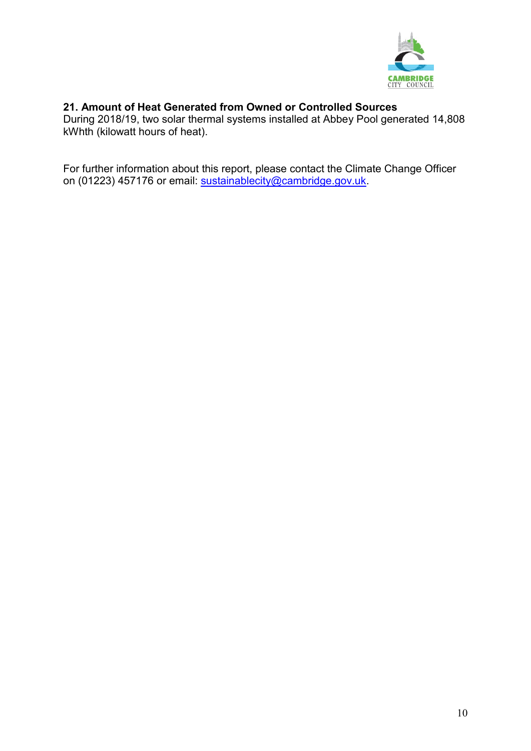## 21. Amount of Heat Generated from Owned or Controlled Sources

During 2018/19, two solar thermal systems installed at Abbey Pool generated 14,808 kWhth (kilowatt hours of heat).

For further information about this report, please contact the Climate Change Officer on (01223) 457176 or email: sustainablecity@cambridge.gov.uk.